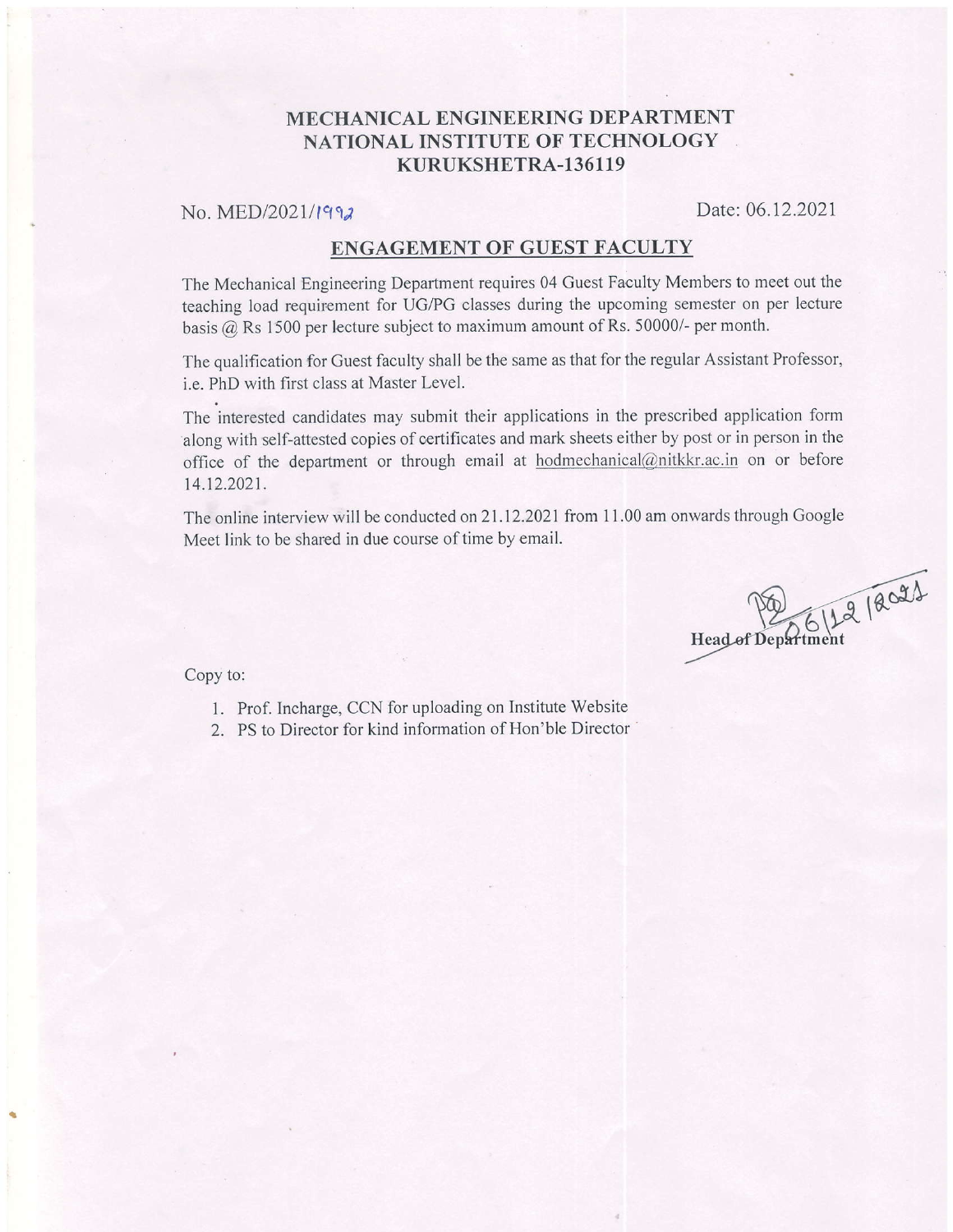# MECHANICAL ENGINEERING DEPARTMENT
# NATIONAL INSTITUTE OF TECHNOLOGY
# KURUKSHETRA-136119

No. MED/2021/1992 Date: 06.12.2021

## ENGAGEMENT OF GUEST FACULTY

The Mechanical Engineering Department requires 04 Guest Faculty Members to meet out the teaching load requirement for UG/PG classes during the upcoming semester on per lecture basis @ Rs 1500 per lecture subject to maximum amount of Rs. 50000/- per month.

The qualification for Guest faculty shall be the same as that for the regular Assistant Professor, i.e. PhD with first class at Master Level.

The interested candidates may submit their applications in the prescribed application form along with self-attested copies of certificates and mark sheets either by post or in person in the office of the department or through email at hodmechanical@nitkkr.ac.in on or before 14.12.2021.

The online interview will be conducted on 21.12.2021 from 11.00 am onwards through Google Meet link to be shared in due course of time by email.

06/12/2021

**Head of Department**

Copy to:

1. Prof. Incharge, CCN for uploading on Institute Website
2. PS to Director for kind information of Hon'ble Director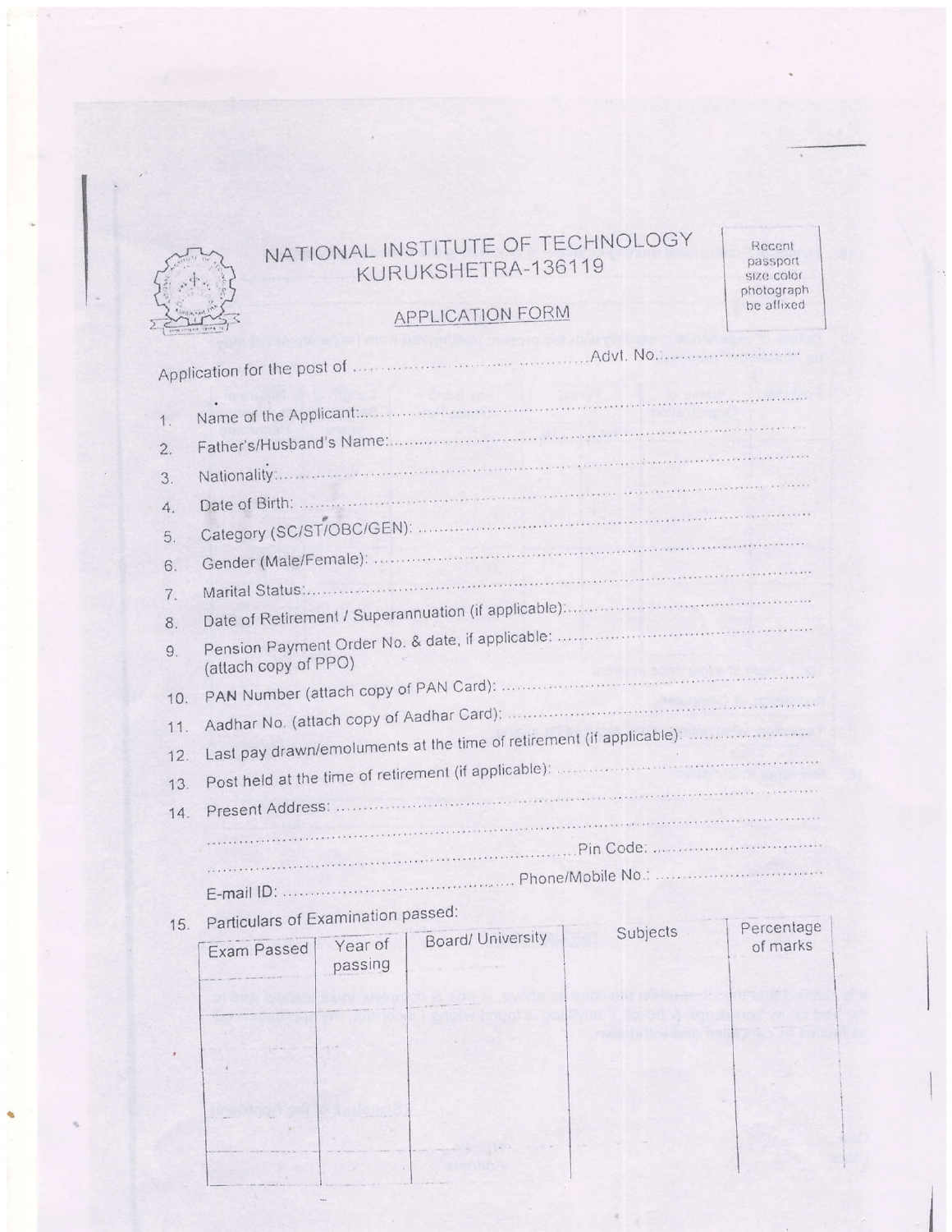# NATIONAL INSTITUTE OF TECHNOLOGY
## KURUKSHETRA-136119

Recent passport size color photograph be affixed

## APPLICATION FORM

Application for the post of ........................................ ..........Advt. No.:.........................

1. Name of the Applicant:..........................................................................................................
2. Father's/Husband's Name:......................................................................................................
3. Nationality:..............................................................................................................................
4. Date of Birth: .........................................................................................................................
5. Category (SC/ST/OBC/GEN): ................................................................................................
6. Gender (Male/Female): ...........................................................................................................
7. Marital Status:.........................................................................................................................
8. Date of Retirement / Superannuation (if applicable):..............................................................
9. Pension Payment Order No. & date, if applicable: .................................................................
   (attach copy of PPO)
10. PAN Number (attach copy of PAN Card): ..............................................................................
11. Aadhar No. (attach copy of Aadhar Card): .............................................................................
12. Last pay drawn/emoluments at the time of retirement (if applicable): ....................................
13. Post held at the time of retirement (if applicable): ...................................................................
14. Present Address: ....................................................................................................................
    ...............................................................................................................................................
    ...............................................................................Pin Code: ..............................
    E-mail ID: ...........................................  Phone/Mobile No.: ..............................
15. Particulars of Examination passed:

| Exam Passed | Year of passing | Board/ University | Subjects | Percentage of marks |
|---|---|---|---|---|
| | | | | |
| | | | | |
| | | | | |
| | | | | |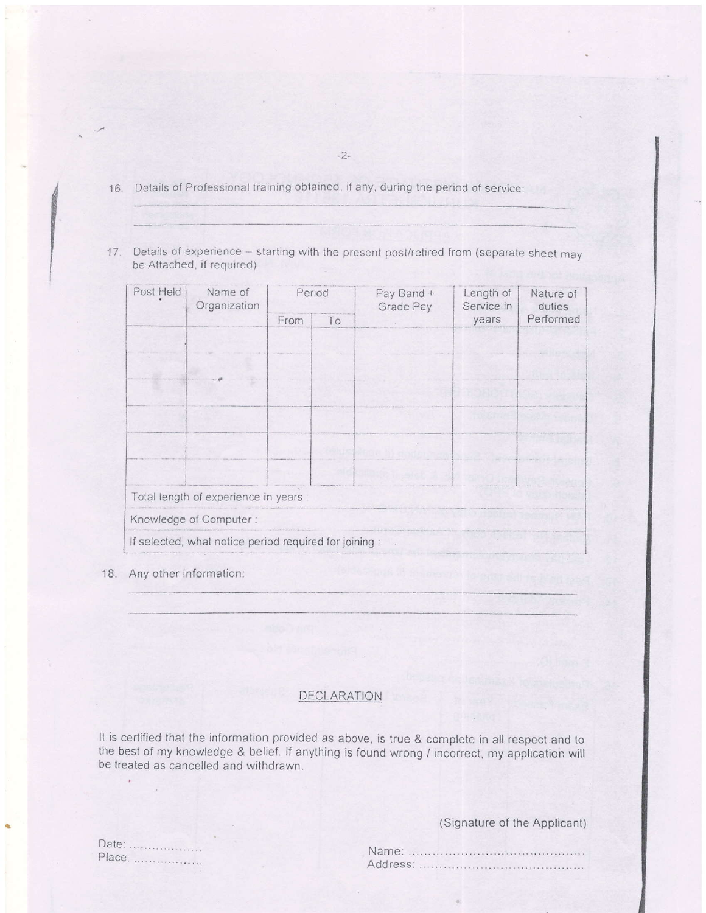16. Details of Professional training obtained, if any, during the period of service:

\_\_\_\_\_\_\_\_\_\_\_\_\_\_\_\_\_\_\_\_\_\_\_\_\_\_\_\_\_\_\_\_\_\_\_\_\_\_\_\_\_\_\_\_\_\_\_\_\_\_\_\_\_\_\_\_\_\_\_\_\_\_

\_\_\_\_\_\_\_\_\_\_\_\_\_\_\_\_\_\_\_\_\_\_\_\_\_\_\_\_\_\_\_\_\_\_\_\_\_\_\_\_\_\_\_\_\_\_\_\_\_\_\_\_\_\_\_\_\_\_\_\_\_\_

17. Details of experience – starting with the present post/retired from (separate sheet may be Attached, if required)

| Post Held | Name of Organization | Period | | Pay Band + Grade Pay | Length of Service in years | Nature of duties Performed |
|---|---|---|---|---|---|---|
| | | From | To | | | |
| | | | | | | |
| | | | | | | |
| | | | | | | |
| | | | | | | |
| | | | | | | |
| Total length of experience in years : | | | | | | |
| Knowledge of Computer : | | | | | | |
| If selected, what notice period required for joining : | | | | | | |

18. Any other information:

\_\_\_\_\_\_\_\_\_\_\_\_\_\_\_\_\_\_\_\_\_\_\_\_\_\_\_\_\_\_\_\_\_\_\_\_\_\_\_\_\_\_\_\_\_\_\_\_\_\_\_\_\_\_\_\_\_\_\_\_\_\_

\_\_\_\_\_\_\_\_\_\_\_\_\_\_\_\_\_\_\_\_\_\_\_\_\_\_\_\_\_\_\_\_\_\_\_\_\_\_\_\_\_\_\_\_\_\_\_\_\_\_\_\_\_\_\_\_\_\_\_\_\_\_

## DECLARATION

It is certified that the information provided as above, is true & complete in all respect and to the best of my knowledge & belief. If anything is found wrong / incorrect, my application will be treated as cancelled and withdrawn.

(Signature of the Applicant)

Date: ..................

Place: ..................

Name: ..........................................

Address: .......................................